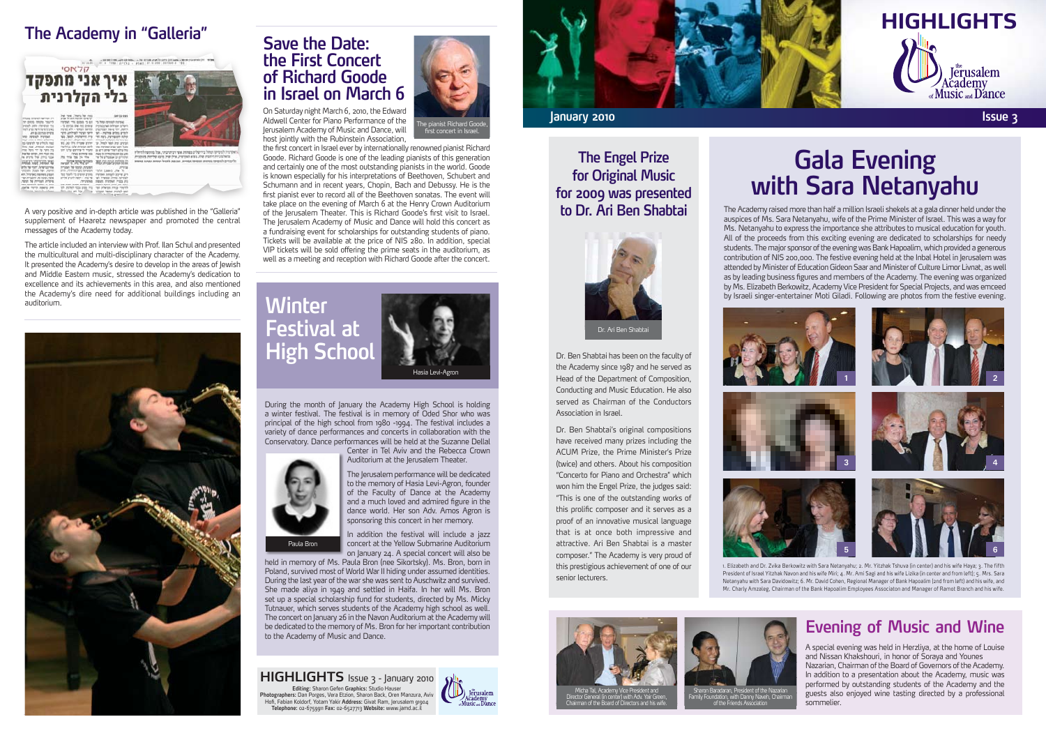# HIGHLIGHTS

the Jerusalem Academy of Music and Dance

January 2010 Issue 3

## The Academy in "Galleria"

קלאסי
איך אני מתפקד בלי הקלרנית

A very positive and in-depth article was published in the "Galleria" supplement of Haaretz newspaper and promoted the central messages of the Academy today.

The article included an interview with Prof. Ilan Schul and presented the multicultural and multi-disciplinary character of the Academy. It presented the Academy's desire to develop in the areas of Jewish and Middle Eastern music, stressed the Academy's dedication to excellence and its achievements in this area, and also mentioned the Academy's dire need for additional buildings including an auditorium.

## Save the Date: the First Concert of Richard Goode in Israel on March 6

The pianist Richard Goode, first concert in Israel.

On Saturday night March 6, 2010, the Edward Aldwell Center for Piano Performance of the Jerusalem Academy of Music and Dance, will host jointly with the Rubinstein Association, the first concert in Israel ever by internationally renowned pianist Richard Goode. Richard Goode is one of the leading pianists of this generation and certainly one of the most outstanding pianists in the world. Goode is known especially for his interpretations of Beethoven, Schubert and Schumann and in recent years, Chopin, Bach and Debussy. He is the first pianist ever to record all of the Beethoven sonatas. The event will take place on the evening of March 6 at the Henry Crown Auditorium of the Jerusalem Theater. This is Richard Goode's first visit to Israel. The Jerusalem Academy of Music and Dance will hold this concert as a fundraising event for scholarships for outstanding students of piano. Tickets will be available at the price of NIS 280. In addition, special VIP tickets will be sold offering the prime seats in the auditorium, as well as a meeting and reception with Richard Goode after the concert.

## Winter Festival at High School

Hasia Levi-Agron

During the month of January the Academy High School is holding a winter festival. The festival is in memory of Oded Shor who was principal of the high school from 1980 -1994. The festival includes a variety of dance performances and concerts in collaboration with the Conservatory. Dance performances will be held at the Suzanne Dellal Center in Tel Aviv and the Rebecca Crown Auditorium at the Jerusalem Theater.

Paula Bron

The Jerusalem performance will be dedicated to the memory of Hasia Levi-Agron, founder of the Faculty of Dance at the Academy and a much loved and admired figure in the dance world. Her son Adv. Amos Agron is sponsoring this concert in her memory.

In addition the festival will include a jazz concert at the Yellow Submarine Auditorium on January 24. A special concert will also be held in memory of Ms. Paula Bron (nee Sikortsky). Ms. Bron, born in Poland, survived most of World War II hiding under assumed identities. During the last year of the war she was sent to Auschwitz and survived. She made aliya in 1949 and settled in Haifa. In her will Ms. Bron set up a special scholarship fund for students, directed by Ms. Micky Tutnauer, which serves students of the Academy high school as well. The concert on January 26 in the Navon Auditorium at the Academy will be dedicated to the memory of Ms. Bron for her important contribution to the Academy of Music and Dance.

**HIGHLIGHTS** Issue 3 - January 2010
**Editing:** Sharon Gefen **Graphics:** Studio Hauser
**Photographers:** Dan Porges, Vera Etzion, Sharon Back, Oren Manzura, Aviv Hofi, Fabian Koldorf, Yotam Yakir **Address:** Givat Ram, Jerusalem 91904
**Telephone:** 02-6759911 **Fax:** 02-6527713 **Website:** www.jamd.ac.il

## The Engel Prize for Original Music for 2009 was presented to Dr. Ari Ben Shabtai

Dr. Ari Ben Shabtai

Dr. Ben Shabtai has been on the faculty of the Academy since 1987 and he served as Head of the Department of Composition, Conducting and Music Education. He also served as Chairman of the Conductors Association in Israel.

Dr. Ben Shabtai's original compositions have received many prizes including the ACUM Prize, the Prime Minister's Prize (twice) and others. About his composition "Concerto for Piano and Orchestra" which won him the Engel Prize, the judges said: "This is one of the outstanding works of this prolific composer and it serves as a proof of an innovative musical language that is at once both impressive and attractive. Ari Ben Shabtai is a master composer." The Academy is very proud of this prestigious achievement of one of our senior lecturers.

## Gala Evening with Sara Netanyahu

The Academy raised more than half a million Israeli shekels at a gala dinner held under the auspices of Ms. Sara Netanyahu, wife of the Prime Minister of Israel. This was a way for Ms. Netanyahu to express the importance she attributes to musical education for youth. All of the proceeds from this exciting evening are dedicated to scholarships for needy students. The major sponsor of the evening was Bank Hapoalim, which provided a generous contribution of NIS 200,000. The festive evening held at the Inbal Hotel in Jerusalem was attended by Minister of Education Gideon Saar and Minister of Culture Limor Livnat, as well as by leading business figures and members of the Academy. The evening was organized by Ms. Elizabeth Berkowitz, Academy Vice President for Special Projects, and was emceed by Israeli singer-entertainer Moti Giladi. Following are photos from the festive evening.

1 2 3 4 5 6

1. Elizabeth and Dr. Zvika Berkowitz with Sara Netanyahu; 2. Mr. Yitzhak Tshuva (in center) and his wife Haya; 3. The fifth President of Israel Yitzhak Navon and his wife Miri; 4. Mr. Ami Sagi and his wife Lizika (in center and from left); 5. Mrs. Sara Netanyahu with Sara Davidowitz; 6. Mr. David Cohen, Regional Manager of Bank Hapoalim (2nd from left) and his wife, and Mr. Charly Amzaleg, Chairman of the Bank Hapoalim Employees Associaton and Manager of Ramot Branch and his wife.

## Evening of Music and Wine

Micha Tal, Academy Vice President and Director General (in center) with Adv. Yair Green, Chairman of the Board of Directors and his wife.

Sharon Baradaran, President of the Nazarian Family Foundation, with Danny Naveh, Chairman of the Friends Association

A special evening was held in Herzliya, at the home of Louise and Nissan Khakshouri, in honor of Soraya and Younes Nazarian, Chairman of the Board of Governors of the Academy. In addition to a presentation about the Academy, music was performed by outstanding students of the Academy and the guests also enjoyed wine tasting directed by a professional sommelier.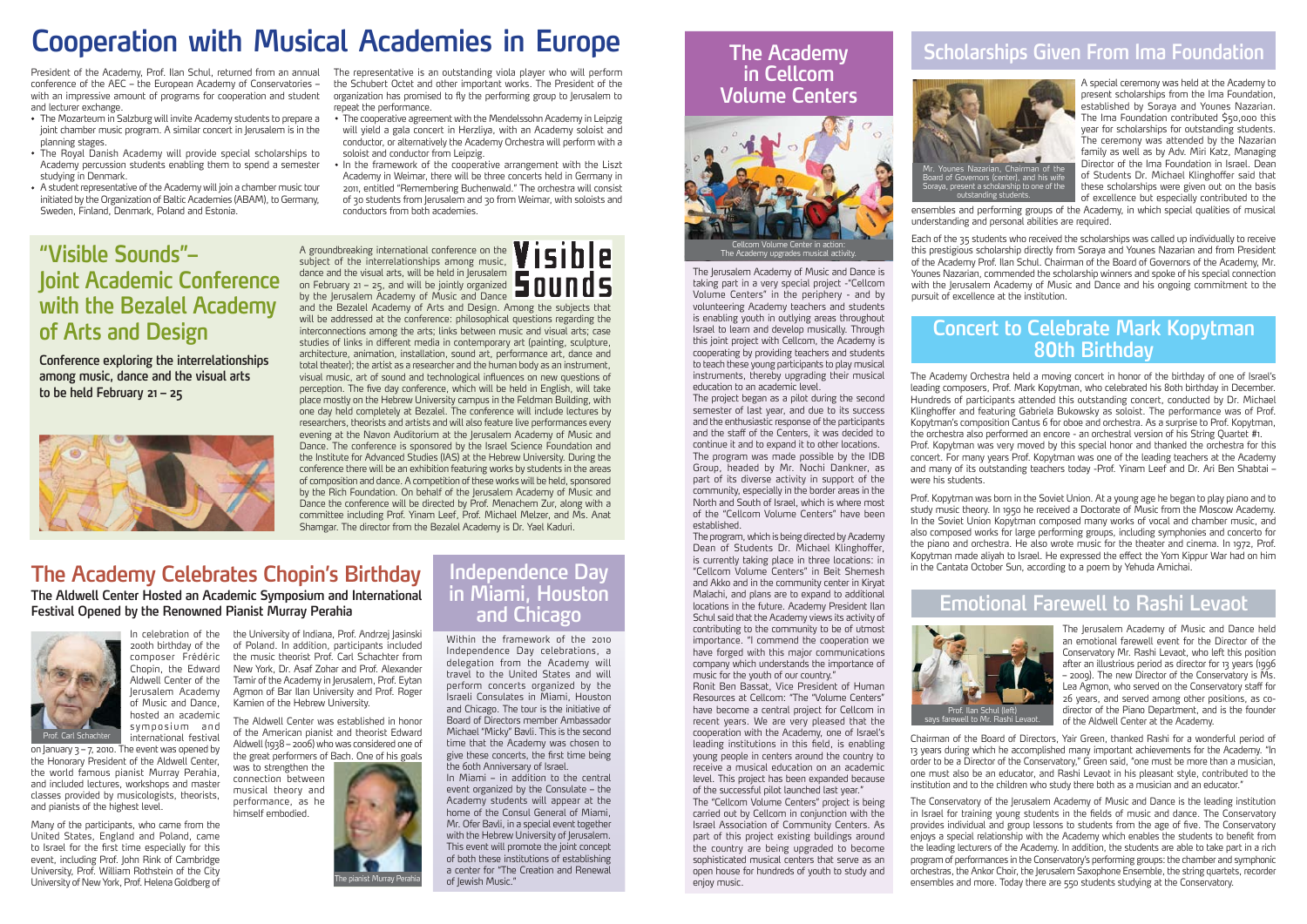# Cooperation with Musical Academies in Europe

President of the Academy, Prof. Ilan Schul, returned from an annual conference of the AEC – the European Academy of Conservatories – with an impressive amount of programs for cooperation and student and lecturer exchange.

- The Mozarteum in Salzburg will invite Academy students to prepare a joint chamber music program. A similar concert in Jerusalem is in the planning stages.
- The Royal Danish Academy will provide special scholarships to Academy percussion students enabling them to spend a semester studying in Denmark.
- A student representative of the Academy will join a chamber music tour initiated by the Organization of Baltic Academies (ABAM), to Germany, Sweden, Finland, Denmark, Poland and Estonia.

The representative is an outstanding viola player who will perform the Schubert Octet and other important works. The President of the organization has promised to fly the performing group to Jerusalem to repeat the performance.

- The cooperative agreement with the Mendelssohn Academy in Leipzig will yield a gala concert in Herzliya, with an Academy soloist and conductor, or alternatively the Academy Orchestra will perform with a soloist and conductor from Leipzig.
- In the framework of the cooperative arrangement with the Liszt Academy in Weimar, there will be three concerts held in Germany in 2011, entitled "Remembering Buchenwald." The orchestra will consist of 30 students from Jerusalem and 30 from Weimar, with soloists and conductors from both academies.

## "Visible Sounds"– Joint Academic Conference with the Bezalel Academy of Arts and Design

**Conference exploring the interrelationships among music, dance and the visual arts to be held February 21 – 25**

Visible Sounds

A groundbreaking international conference on the subject of the interrelationships among music, dance and the visual arts, will be held in Jerusalem on February 21 – 25, and will be jointly organized by the Jerusalem Academy of Music and Dance and the Bezalel Academy of Arts and Design. Among the subjects that will be addressed at the conference: philosophical questions regarding the interconnections among the arts; links between music and visual arts; case studies of links in different media in contemporary art (painting, sculpture, architecture, animation, installation, sound art, performance art, dance and total theater); the artist as a researcher and the human body as an instrument, visual music, art of sound and technological influences on new questions of perception. The five day conference, which will be held in English, will take place mostly on the Hebrew University campus in the Feldman Building, with one day held completely at Bezalel. The conference will include lectures by researchers, theorists and artists and will also feature live performances every evening at the Navon Auditorium at the Jerusalem Academy of Music and Dance. The conference is sponsored by the Israel Science Foundation and the Institute for Advanced Studies (IAS) at the Hebrew University. During the conference there will be an exhibition featuring works by students in the areas of composition and dance. A competition of these works will be held, sponsored by the Rich Foundation. On behalf of the Jerusalem Academy of Music and Dance the conference will be directed by Prof. Menachem Zur, along with a committee including Prof. Yinam Leef, Prof. Michael Melzer, and Ms. Anat Shamgar. The director from the Bezalel Academy is Dr. Yael Kaduri.

## The Academy Celebrates Chopin's Birthday

**The Aldwell Center Hosted an Academic Symposium and International Festival Opened by the Renowned Pianist Murray Perahia**

Prof. Carl Schachter

In celebration of the 200th birthday of the composer Frédéric Chopin, the Edward Aldwell Center of the Jerusalem Academy of Music and Dance, hosted an academic symposium and international festival on January 3 – 7, 2010. The event was opened by the Honorary President of the Aldwell Center, the world famous pianist Murray Perahia, and included lectures, workshops and master classes provided by musicologists, theorists, and pianists of the highest level.

Many of the participants, who came from the United States, England and Poland, came to Israel for the first time especially for this event, including Prof. John Rink of Cambridge University, Prof. William Rothstein of the City University of New York, Prof. Helena Goldberg of the University of Indiana, Prof. Andrzej Jasinski of Poland. In addition, participants included the music theorist Prof. Carl Schachter from New York, Dr. Asaf Zohar and Prof. Alexander Tamir of the Academy in Jerusalem, Prof. Eytan Agmon of Bar Ilan University and Prof. Roger Kamien of the Hebrew University.

The Aldwell Center was established in honor of the American pianist and theorist Edward Aldwell (1938 – 2006) who was considered one of the great performers of Bach. One of his goals was to strengthen the connection between musical theory and performance, as he himself embodied.

The pianist Murray Perahia

## Independence Day in Miami, Houston and Chicago

Within the framework of the 2010 Independence Day celebrations, a delegation from the Academy will travel to the United States and will perform concerts organized by the Israeli Consulates in Miami, Houston and Chicago. The tour is the initiative of Board of Directors member Ambassador Michael "Micky" Bavli. This is the second time that the Academy was chosen to give these concerts, the first time being the 60th Anniversary of Israel.

In Miami – in addition to the central event organized by the Consulate – the Academy students will appear at the home of the Consul General of Miami, Mr. Ofer Bavli, in a special event together with the Hebrew University of Jerusalem. This event will promote the joint concept of both these institutions of establishing a center for "The Creation and Renewal of Jewish Music."

## The Academy in Cellcom Volume Centers

Cellcom Volume Center in action: The Academy upgrades musical activity.

The Jerusalem Academy of Music and Dance is taking part in a very special project -"Cellcom Volume Centers" in the periphery - and by volunteering Academy teachers and students is enabling youth in outlying areas throughout Israel to learn and develop musically. Through this joint project with Cellcom, the Academy is cooperating by providing teachers and students to teach these young participants to play musical instruments, thereby upgrading their musical education to an academic level.

The project began as a pilot during the second semester of last year, and due to its success and the enthusiastic response of the participants and the staff of the Centers, it was decided to continue it and to expand it to other locations.

The program was made possible by the IDB Group, headed by Mr. Nochi Dankner, as part of its diverse activity in support of the community, especially in the border areas in the North and South of Israel, which is where most of the "Cellcom Volume Centers" have been established.

The program, which is being directed by Academy Dean of Students Dr. Michael Klinghoffer, is currently taking place in three locations: in "Cellcom Volume Centers" in Beit Shemesh and Akko and in the community center in Kiryat Malachi, and plans are to expand to additional locations in the future. Academy President Ilan Schul said that the Academy views its activity of contributing to the community to be of utmost importance. "I commend the cooperation we have forged with this major communications company which understands the importance of music for the youth of our country."

Ronit Ben Bassat, Vice President of Human Resources at Cellcom: "The "Volume Centers" have become a central project for Cellcom in recent years. We are very pleased that the cooperation with the Academy, one of Israel's leading institutions in this field, is enabling young people in centers around the country to receive a musical education on an academic level. This project has been expanded because of the successful pilot launched last year."

The "Cellcom Volume Centers" project is being carried out by Cellcom in conjunction with the Israel Association of Community Centers. As part of this project existing buildings around the country are being upgraded to become sophisticated musical centers that serve as an open house for hundreds of youth to study and enjoy music.

## Scholarships Given From Ima Foundation

Mr. Younes Nazarian, Chairman of the Board of Governors (center), and his wife Soraya, present a scholarship to one of the outstanding students.

A special ceremony was held at the Academy to present scholarships from the Ima Foundation, established by Soraya and Younes Nazarian. The Ima Foundation contributed $50,000 this year for scholarships for outstanding students. The ceremony was attended by the Nazarian family as well as by Adv. Miri Katz, Managing Director of the Ima Foundation in Israel. Dean of Students Dr. Michael Klinghoffer said that these scholarships were given out on the basis of excellence but especially contributed to the ensembles and performing groups of the Academy, in which special qualities of musical understanding and personal abilities are required.

Each of the 35 students who received the scholarships was called up individually to receive this prestigious scholarship directly from Soraya and Younes Nazarian and from President of the Academy Prof. Ilan Schul. Chairman of the Board of Governors of the Academy, Mr. Younes Nazarian, commended the scholarship winners and spoke of his special connection with the Jerusalem Academy of Music and Dance and his ongoing commitment to the pursuit of excellence at the institution.

## Concert to Celebrate Mark Kopytman 80th Birthday

The Academy Orchestra held a moving concert in honor of the birthday of one of Israel's leading composers, Prof. Mark Kopytman, who celebrated his 80th birthday in December. Hundreds of participants attended this outstanding concert, conducted by Dr. Michael Klinghoffer and featuring Gabriela Bukowsky as soloist. The performance was of Prof. Kopytman's composition Cantus 6 for oboe and orchestra. As a surprise to Prof. Kopytman, the orchestra also performed an encore - an orchestral version of his String Quartet #1. Prof. Kopytman was very moved by this special honor and thanked the orchestra for this concert. For many years Prof. Kopytman was one of the leading teachers at the Academy and many of its outstanding teachers today -Prof. Yinam Leef and Dr. Ari Ben Shabtai – were his students.

Prof. Kopytman was born in the Soviet Union. At a young age he began to play piano and to study music theory. In 1950 he received a Doctorate of Music from the Moscow Academy. In the Soviet Union Kopytman composed many works of vocal and chamber music, and also composed works for large performing groups, including symphonies and concerto for the piano and orchestra. He also wrote music for the theater and cinema. In 1972, Prof. Kopytman made aliyah to Israel. He expressed the effect the Yom Kippur War had on him in the Cantata October Sun, according to a poem by Yehuda Amichai.

## Emotional Farewell to Rashi Levaot

Prof. Ilan Schul (left) says farewell to Mr. Rashi Levaot.

The Jerusalem Academy of Music and Dance held an emotional farewell event for the Director of the Conservatory Mr. Rashi Levaot, who left this position after an illustrious period as director for 13 years (1996 – 2009). The new Director of the Conservatory is Ms. Lea Agmon, who served on the Conservatory staff for 26 years, and served among other positions, as co-director of the Piano Department, and is the founder of the Aldwell Center at the Academy.

Chairman of the Board of Directors, Yair Green, thanked Rashi for a wonderful period of 13 years during which he accomplished many important achievements for the Academy. "In order to be a Director of the Conservatory," Green said, "one must be more than a musician, one must also be an educator, and Rashi Levaot in his pleasant style, contributed to the institution and to the children who study there both as a musician and an educator."

The Conservatory of the Jerusalem Academy of Music and Dance is the leading institution in Israel for training young students in the fields of music and dance. The Conservatory provides individual and group lessons to students from the age of five. The Conservatory enjoys a special relationship with the Academy which enables the students to benefit from the leading lecturers of the Academy. In addition, the students are able to take part in a rich program of performances in the Conservatory's performing groups: the chamber and symphonic orchestras, the Ankor Choir, the Jerusalem Saxophone Ensemble, the string quartets, recorder ensembles and more. Today there are 550 students studying at the Conservatory.